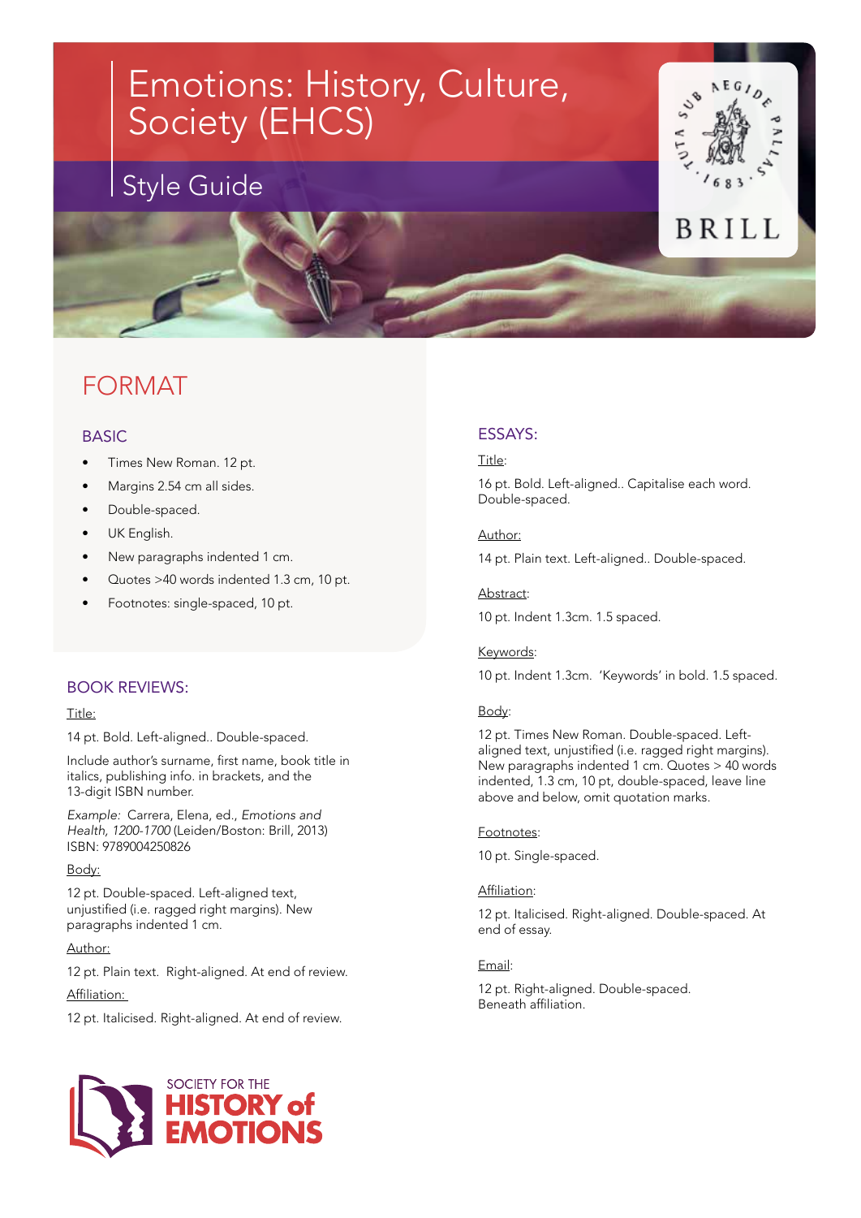# Emotions: History, Culture, Society (EHCS)

## Style Guide

BRILL

## FORMAT

### BASIC

- Times New Roman. 12 pt.
- Margins 2.54 cm all sides.
- Double-spaced.
- UK English.
- New paragraphs indented 1 cm.
- Quotes >40 words indented 1.3 cm, 10 pt.
- Footnotes: single-spaced, 10 pt.

### BOOK REVIEWS:

Title:

14 pt. Bold. Left-aligned.. Double-spaced.

Include author's surname, first name, book title in italics, publishing info. in brackets, and the 13-digit ISBN number.

*Example:* Carrera, Elena, ed., *Emotions and Health, 1200-1700* (Leiden/Boston: Brill, 2013) ISBN: 9789004250826

Body:

12 pt. Double-spaced. Left-aligned text, unjustified (i.e. ragged right margins). New paragraphs indented 1 cm.

Author:

12 pt. Plain text. Right-aligned. At end of review.

Affiliation:

12 pt. Italicised. Right-aligned. At end of review.

### ESSAYS:

Title:

16 pt. Bold. Left-aligned.. Capitalise each word. Double-spaced.

Author:

14 pt. Plain text. Left-aligned.. Double-spaced.

Abstract:

10 pt. Indent 1.3cm. 1.5 spaced.

Keywords:

10 pt. Indent 1.3cm. 'Keywords' in bold. 1.5 spaced.

Body:

12 pt. Times New Roman. Double-spaced. Left-aligned text, unjustified (i.e. ragged right margins). New paragraphs indented 1 cm. Quotes > 40 words indented, 1.3 cm, 10 pt, double-spaced, leave line above and below, omit quotation marks.

Footnotes:

10 pt. Single-spaced.

Affiliation:

12 pt. Italicised. Right-aligned. Double-spaced. At end of essay.

Email:

12 pt. Right-aligned. Double-spaced. Beneath affiliation.

SOCIETY FOR THE HISTORY of EMOTIONS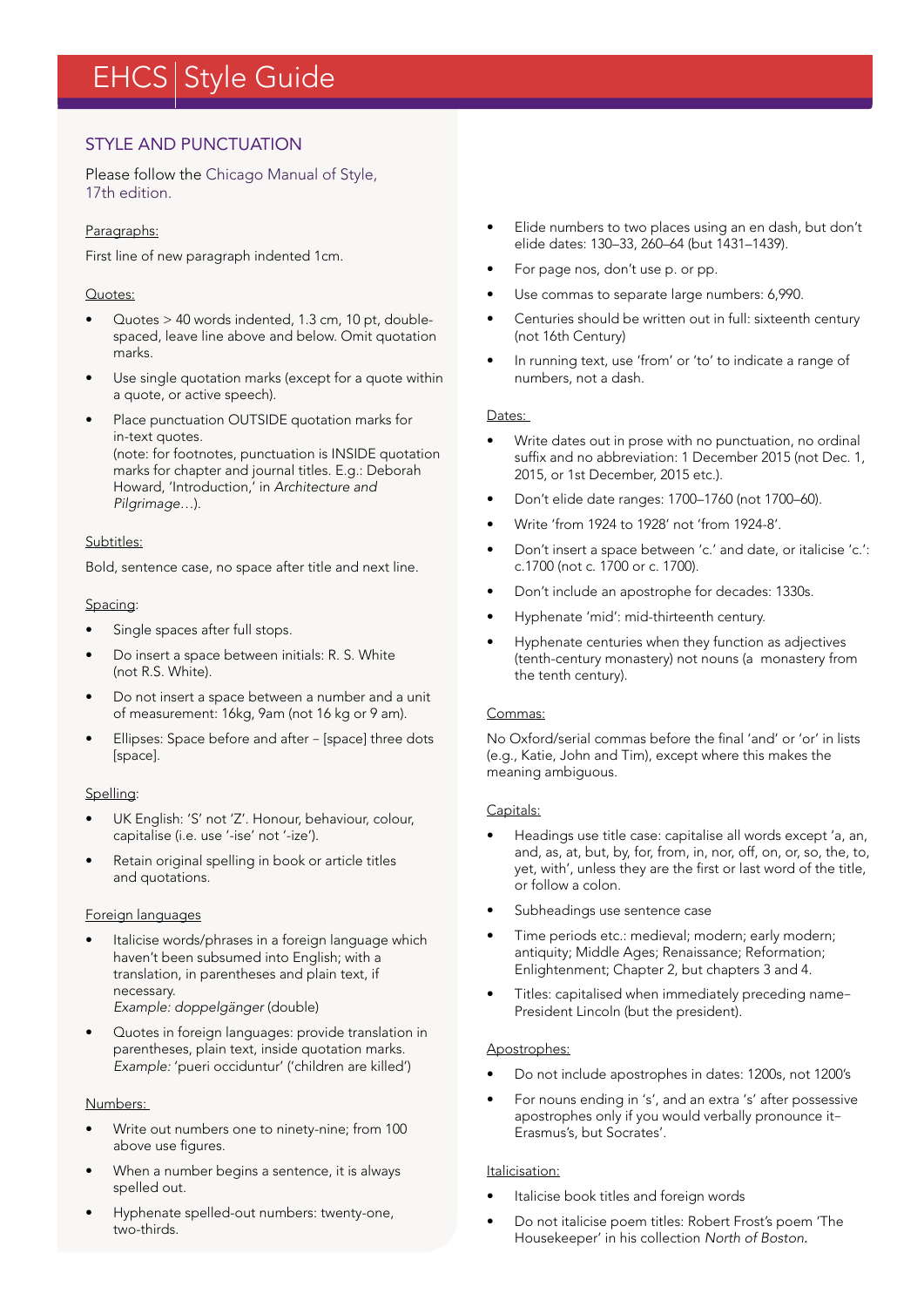# EHCS | Style Guide

## STYLE AND PUNCTUATION

Please follow the Chicago Manual of Style, 17th edition.

Paragraphs:

First line of new paragraph indented 1cm.

Quotes:

- Quotes > 40 words indented, 1.3 cm, 10 pt, double-spaced, leave line above and below. Omit quotation marks.
- Use single quotation marks (except for a quote within a quote, or active speech).
- Place punctuation OUTSIDE quotation marks for in-text quotes.
  (note: for footnotes, punctuation is INSIDE quotation marks for chapter and journal titles. E.g.: Deborah Howard, 'Introduction,' in *Architecture and Pilgrimage*…).

Subtitles:

Bold, sentence case, no space after title and next line.

Spacing:

- Single spaces after full stops.
- Do insert a space between initials: R. S. White (not R.S. White).
- Do not insert a space between a number and a unit of measurement: 16kg, 9am (not 16 kg or 9 am).
- Ellipses: Space before and after – [space] three dots [space].

Spelling:

- UK English: 'S' not 'Z'. Honour, behaviour, colour, capitalise (i.e. use '-ise' not '-ize').
- Retain original spelling in book or article titles and quotations.

Foreign languages

- Italicise words/phrases in a foreign language which haven't been subsumed into English; with a translation, in parentheses and plain text, if necessary.
  *Example: doppelgänger* (double)
- Quotes in foreign languages: provide translation in parentheses, plain text, inside quotation marks.
  *Example:* 'pueri occiduntur' ('children are killed')

Numbers:

- Write out numbers one to ninety-nine; from 100 above use figures.
- When a number begins a sentence, it is always spelled out.
- Hyphenate spelled-out numbers: twenty-one, two-thirds.
- Elide numbers to two places using an en dash, but don't elide dates: 130–33, 260–64 (but 1431–1439).
- For page nos, don't use p. or pp.
- Use commas to separate large numbers: 6,990.
- Centuries should be written out in full: sixteenth century (not 16th Century)
- In running text, use 'from' or 'to' to indicate a range of numbers, not a dash.

Dates:

- Write dates out in prose with no punctuation, no ordinal suffix and no abbreviation: 1 December 2015 (not Dec. 1, 2015, or 1st December, 2015 etc.).
- Don't elide date ranges: 1700–1760 (not 1700–60).
- Write 'from 1924 to 1928' not 'from 1924-8'.
- Don't insert a space between 'c.' and date, or italicise 'c.': c.1700 (not c. 1700 or c. 1700).
- Don't include an apostrophe for decades: 1330s.
- Hyphenate 'mid': mid-thirteenth century.
- Hyphenate centuries when they function as adjectives (tenth-century monastery) not nouns (a monastery from the tenth century).

Commas:

No Oxford/serial commas before the final 'and' or 'or' in lists (e.g., Katie, John and Tim), except where this makes the meaning ambiguous.

Capitals:

- Headings use title case: capitalise all words except 'a, an, and, as, at, but, by, for, from, in, nor, off, on, or, so, the, to, yet, with', unless they are the first or last word of the title, or follow a colon.
- Subheadings use sentence case
- Time periods etc.: medieval; modern; early modern; antiquity; Middle Ages; Renaissance; Reformation; Enlightenment; Chapter 2, but chapters 3 and 4.
- Titles: capitalised when immediately preceding name– President Lincoln (but the president).

Apostrophes:

- Do not include apostrophes in dates: 1200s, not 1200's
- For nouns ending in 's', and an extra 's' after possessive apostrophes only if you would verbally pronounce it– Erasmus's, but Socrates'.

Italicisation:

- Italicise book titles and foreign words
- Do not italicise poem titles: Robert Frost's poem 'The Housekeeper' in his collection *North of Boston.*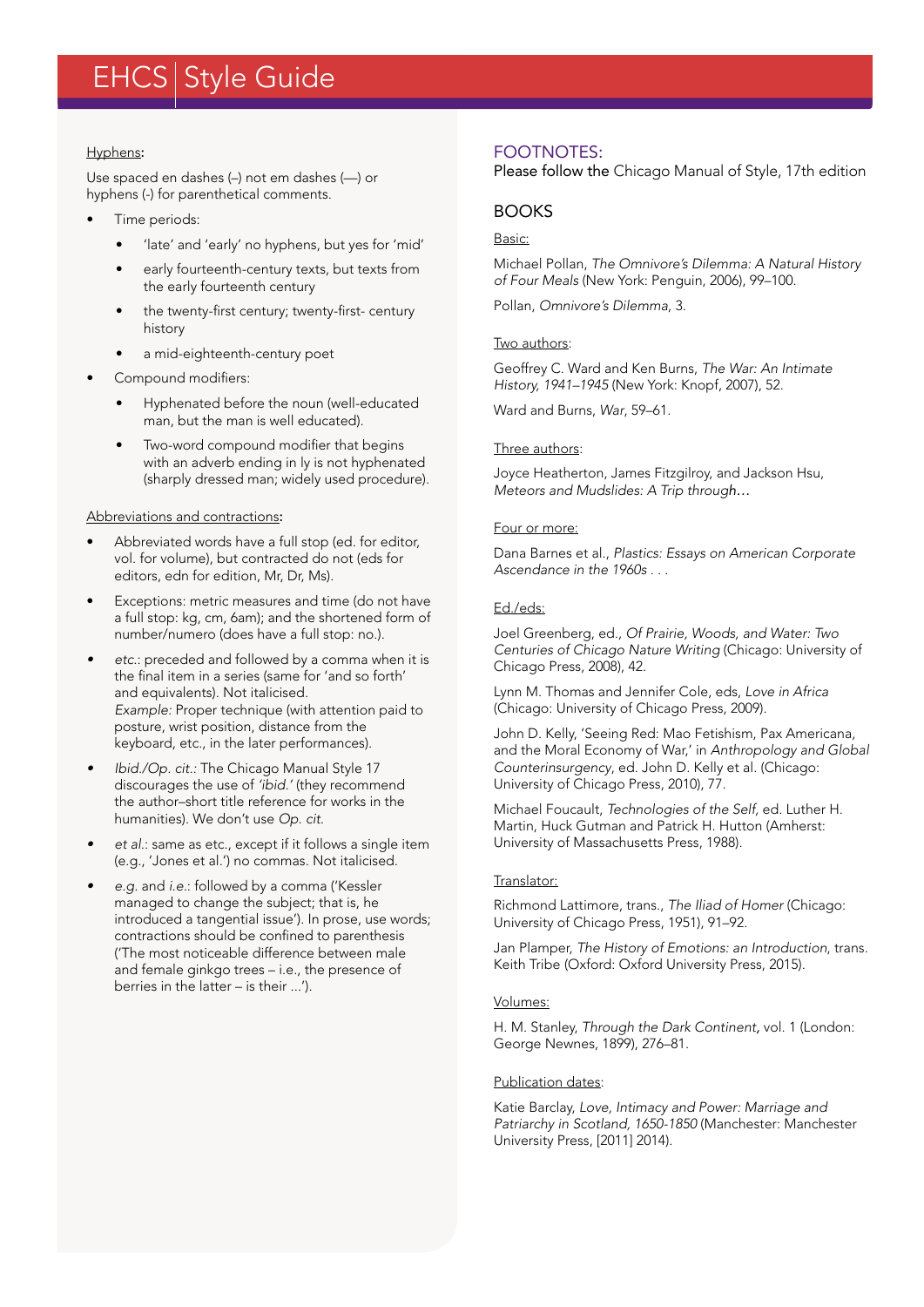Hyphens:

Use spaced en dashes (–) not em dashes (—) or hyphens (-) for parenthetical comments.

- Time periods:
    - 'late' and 'early' no hyphens, but yes for 'mid'
    - early fourteenth-century texts, but texts from the early fourteenth century
    - the twenty-first century; twenty-first- century history
    - a mid-eighteenth-century poet
- Compound modifiers:
    - Hyphenated before the noun (well-educated man, but the man is well educated).
    - Two-word compound modifier that begins with an adverb ending in ly is not hyphenated (sharply dressed man; widely used procedure).

Abbreviations and contractions:

- Abbreviated words have a full stop (ed. for editor, vol. for volume), but contracted do not (eds for editors, edn for edition, Mr, Dr, Ms).
- Exceptions: metric measures and time (do not have a full stop: kg, cm, 6am); and the shortened form of number/numero (does have a full stop: no.).
- *etc.*: preceded and followed by a comma when it is the final item in a series (same for 'and so forth' and equivalents). Not italicised.
  *Example:* Proper technique (with attention paid to posture, wrist position, distance from the keyboard, etc., in the later performances).
- *Ibid./Op. cit.:* The Chicago Manual Style 17 discourages the use of *'ibid.'* (they recommend the author–short title reference for works in the humanities). We don't use *Op. cit.*
- *et al.*: same as etc., except if it follows a single item (e.g., 'Jones et al.') no commas. Not italicised.
- *e.g.* and *i.e.*: followed by a comma ('Kessler managed to change the subject; that is, he introduced a tangential issue'). In prose, use words; contractions should be confined to parenthesis ('The most noticeable difference between male and female ginkgo trees – i.e., the presence of berries in the latter – is their ...').

## FOOTNOTES:

Please follow the Chicago Manual of Style, 17th edition

### BOOKS

Basic:

Michael Pollan, *The Omnivore's Dilemma: A Natural History of Four Meals* (New York: Penguin, 2006), 99–100.

Pollan, *Omnivore's Dilemma*, 3.

Two authors:

Geoffrey C. Ward and Ken Burns, *The War: An Intimate History, 1941–1945* (New York: Knopf, 2007), 52.

Ward and Burns, *War*, 59–61.

Three authors:

Joyce Heatherton, James Fitzgilroy, and Jackson Hsu, *Meteors and Mudslides: A Trip through…*

Four or more:

Dana Barnes et al., *Plastics: Essays on American Corporate Ascendance in the 1960s . . .*

Ed./eds:

Joel Greenberg, ed., *Of Prairie, Woods, and Water: Two Centuries of Chicago Nature Writing* (Chicago: University of Chicago Press, 2008), 42.

Lynn M. Thomas and Jennifer Cole, eds, *Love in Africa* (Chicago: University of Chicago Press, 2009).

John D. Kelly, 'Seeing Red: Mao Fetishism, Pax Americana, and the Moral Economy of War,' in *Anthropology and Global Counterinsurgency*, ed. John D. Kelly et al. (Chicago: University of Chicago Press, 2010), 77.

Michael Foucault, *Technologies of the Self*, ed. Luther H. Martin, Huck Gutman and Patrick H. Hutton (Amherst: University of Massachusetts Press, 1988).

Translator:

Richmond Lattimore, trans., *The Iliad of Homer* (Chicago: University of Chicago Press, 1951), 91–92.

Jan Plamper, *The History of Emotions: an Introduction*, trans. Keith Tribe (Oxford: Oxford University Press, 2015).

Volumes:

H. M. Stanley, *Through the Dark Continent*, vol. 1 (London: George Newnes, 1899), 276–81.

Publication dates:

Katie Barclay, *Love, Intimacy and Power: Marriage and Patriarchy in Scotland, 1650-1850* (Manchester: Manchester University Press, [2011] 2014).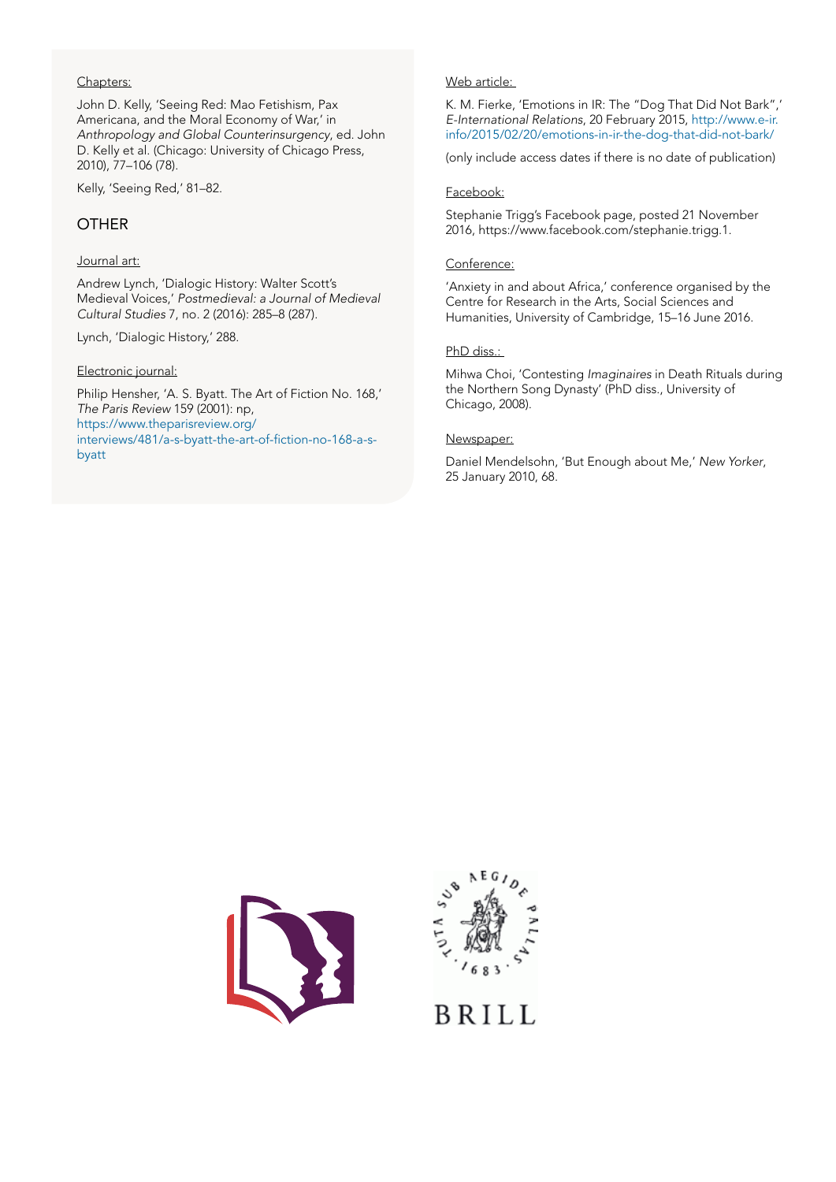Chapters:

John D. Kelly, 'Seeing Red: Mao Fetishism, Pax Americana, and the Moral Economy of War,' in *Anthropology and Global Counterinsurgency*, ed. John D. Kelly et al. (Chicago: University of Chicago Press, 2010), 77–106 (78).

Kelly, 'Seeing Red,' 81–82.

## OTHER

Journal art:

Andrew Lynch, 'Dialogic History: Walter Scott's Medieval Voices,' *Postmedieval: a Journal of Medieval Cultural Studies* 7, no. 2 (2016): 285–8 (287).

Lynch, 'Dialogic History,' 288.

Electronic journal:

Philip Hensher, 'A. S. Byatt. The Art of Fiction No. 168,' *The Paris Review* 159 (2001): np, https://www.theparisreview.org/interviews/481/a-s-byatt-the-art-of-fiction-no-168-a-s-byatt

Web article:

K. M. Fierke, 'Emotions in IR: The "Dog That Did Not Bark",' *E-International Relations*, 20 February 2015, http://www.e-ir.info/2015/02/20/emotions-in-ir-the-dog-that-did-not-bark/

(only include access dates if there is no date of publication)

Facebook:

Stephanie Trigg's Facebook page, posted 21 November 2016, https://www.facebook.com/stephanie.trigg.1.

Conference:

'Anxiety in and about Africa,' conference organised by the Centre for Research in the Arts, Social Sciences and Humanities, University of Cambridge, 15–16 June 2016.

PhD diss.:

Mihwa Choi, 'Contesting *Imaginaires* in Death Rituals during the Northern Song Dynasty' (PhD diss., University of Chicago, 2008).

Newspaper:

Daniel Mendelsohn, 'But Enough about Me,' *New Yorker*, 25 January 2010, 68.

TUTA SUB AEGIDE PALLAS · 1683 ·

BRILL